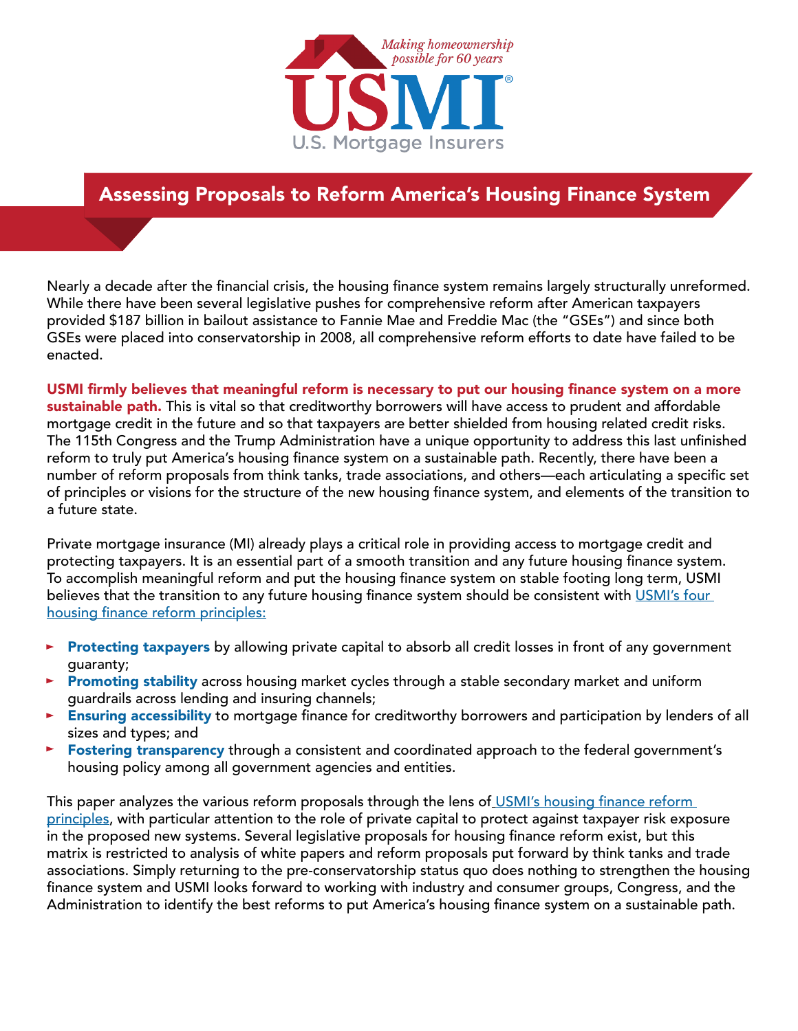# Assessing Proposals to Reform America's Housing Finance System

Nearly a decade after the financial crisis, the housing finance system remains largely structurally unreformed. While there have been several legislative pushes for comprehensive reform after American taxpayers provided $187 billion in bailout assistance to Fannie Mae and Freddie Mac (the "GSEs") and since both GSEs were placed into conservatorship in 2008, all comprehensive reform efforts to date have failed to be enacted.

**USMI firmly believes that meaningful reform is necessary to put our housing finance system on a more sustainable path.** This is vital so that creditworthy borrowers will have access to prudent and affordable mortgage credit in the future and so that taxpayers are better shielded from housing related credit risks. The 115th Congress and the Trump Administration have a unique opportunity to address this last unfinished reform to truly put America's housing finance system on a sustainable path. Recently, there have been a number of reform proposals from think tanks, trade associations, and others—each articulating a specific set of principles or visions for the structure of the new housing finance system, and elements of the transition to a future state.

Private mortgage insurance (MI) already plays a critical role in providing access to mortgage credit and protecting taxpayers. It is an essential part of a smooth transition and any future housing finance system. To accomplish meaningful reform and put the housing finance system on stable footing long term, USMI believes that the transition to any future housing finance system should be consistent with USMI's four housing finance reform principles:

- **Protecting taxpayers** by allowing private capital to absorb all credit losses in front of any government guaranty;
- **Promoting stability** across housing market cycles through a stable secondary market and uniform guardrails across lending and insuring channels;
- **Ensuring accessibility** to mortgage finance for creditworthy borrowers and participation by lenders of all sizes and types; and
- **Fostering transparency** through a consistent and coordinated approach to the federal government's housing policy among all government agencies and entities.

This paper analyzes the various reform proposals through the lens of USMI's housing finance reform principles, with particular attention to the role of private capital to protect against taxpayer risk exposure in the proposed new systems. Several legislative proposals for housing finance reform exist, but this matrix is restricted to analysis of white papers and reform proposals put forward by think tanks and trade associations. Simply returning to the pre-conservatorship status quo does nothing to strengthen the housing finance system and USMI looks forward to working with industry and consumer groups, Congress, and the Administration to identify the best reforms to put America's housing finance system on a sustainable path.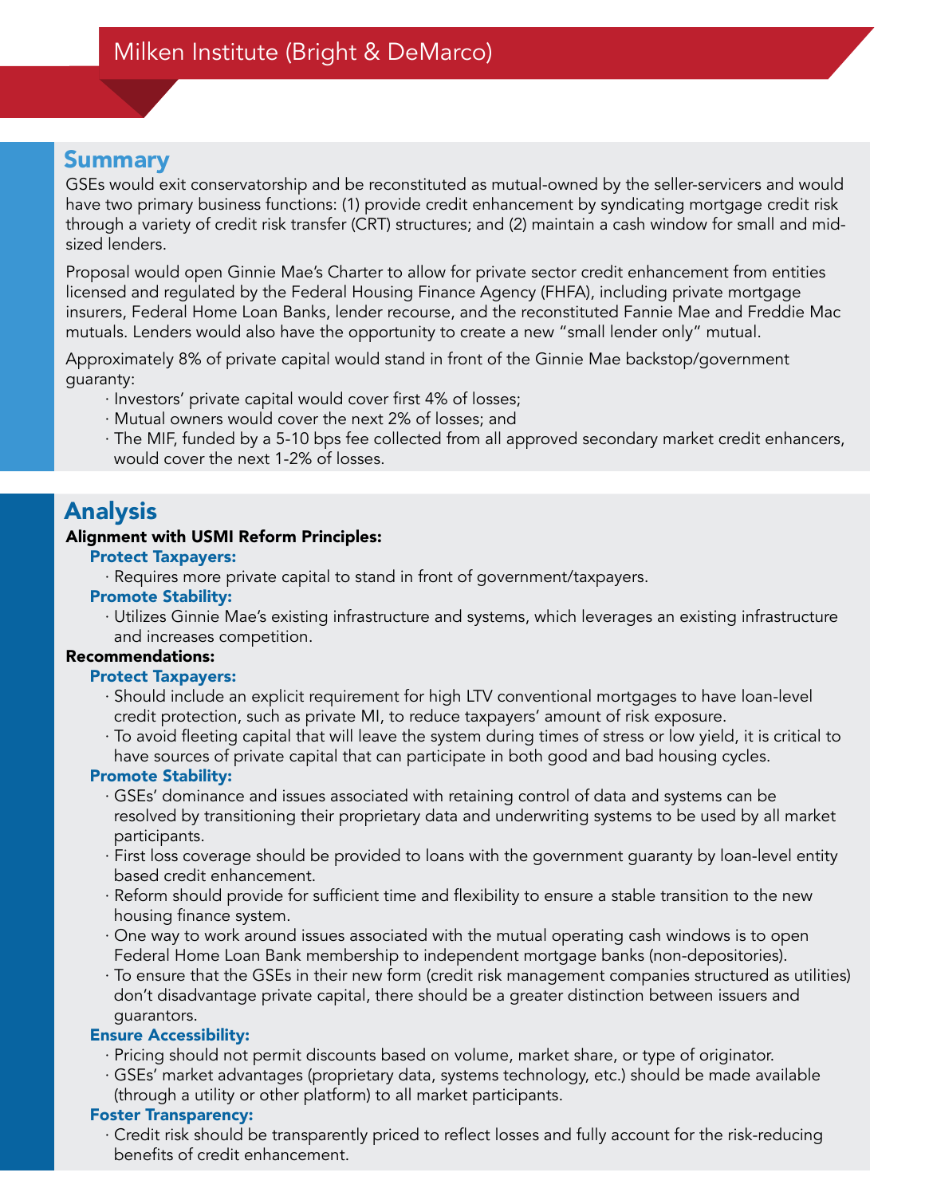# Milken Institute (Bright & DeMarco)

## Summary

GSEs would exit conservatorship and be reconstituted as mutual-owned by the seller-servicers and would have two primary business functions: (1) provide credit enhancement by syndicating mortgage credit risk through a variety of credit risk transfer (CRT) structures; and (2) maintain a cash window for small and mid-sized lenders.

Proposal would open Ginnie Mae's Charter to allow for private sector credit enhancement from entities licensed and regulated by the Federal Housing Finance Agency (FHFA), including private mortgage insurers, Federal Home Loan Banks, lender recourse, and the reconstituted Fannie Mae and Freddie Mac mutuals. Lenders would also have the opportunity to create a new "small lender only" mutual.

Approximately 8% of private capital would stand in front of the Ginnie Mae backstop/government guaranty:

- Investors' private capital would cover first 4% of losses;
- Mutual owners would cover the next 2% of losses; and
- The MIF, funded by a 5-10 bps fee collected from all approved secondary market credit enhancers, would cover the next 1-2% of losses.

## Analysis

**Alignment with USMI Reform Principles:**

### Protect Taxpayers:

- Requires more private capital to stand in front of government/taxpayers.

### Promote Stability:

- Utilizes Ginnie Mae's existing infrastructure and systems, which leverages an existing infrastructure and increases competition.

**Recommendations:**

### Protect Taxpayers:

- Should include an explicit requirement for high LTV conventional mortgages to have loan-level credit protection, such as private MI, to reduce taxpayers' amount of risk exposure.
- To avoid fleeting capital that will leave the system during times of stress or low yield, it is critical to have sources of private capital that can participate in both good and bad housing cycles.

### Promote Stability:

- GSEs' dominance and issues associated with retaining control of data and systems can be resolved by transitioning their proprietary data and underwriting systems to be used by all market participants.
- First loss coverage should be provided to loans with the government guaranty by loan-level entity based credit enhancement.
- Reform should provide for sufficient time and flexibility to ensure a stable transition to the new housing finance system.
- One way to work around issues associated with the mutual operating cash windows is to open Federal Home Loan Bank membership to independent mortgage banks (non-depositories).
- To ensure that the GSEs in their new form (credit risk management companies structured as utilities) don't disadvantage private capital, there should be a greater distinction between issuers and guarantors.

### Ensure Accessibility:

- Pricing should not permit discounts based on volume, market share, or type of originator.
- GSEs' market advantages (proprietary data, systems technology, etc.) should be made available (through a utility or other platform) to all market participants.

### Foster Transparency:

- Credit risk should be transparently priced to reflect losses and fully account for the risk-reducing benefits of credit enhancement.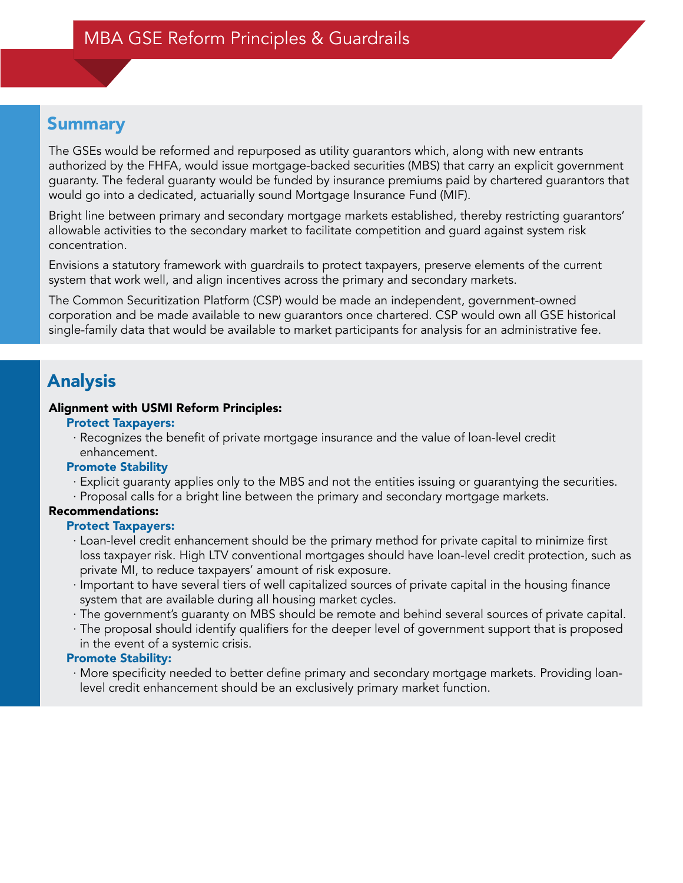# MBA GSE Reform Principles & Guardrails

## Summary

The GSEs would be reformed and repurposed as utility guarantors which, along with new entrants authorized by the FHFA, would issue mortgage-backed securities (MBS) that carry an explicit government guaranty. The federal guaranty would be funded by insurance premiums paid by chartered guarantors that would go into a dedicated, actuarially sound Mortgage Insurance Fund (MIF).

Bright line between primary and secondary mortgage markets established, thereby restricting guarantors' allowable activities to the secondary market to facilitate competition and guard against system risk concentration.

Envisions a statutory framework with guardrails to protect taxpayers, preserve elements of the current system that work well, and align incentives across the primary and secondary markets.

The Common Securitization Platform (CSP) would be made an independent, government-owned corporation and be made available to new guarantors once chartered. CSP would own all GSE historical single-family data that would be available to market participants for analysis for an administrative fee.

## Analysis

**Alignment with USMI Reform Principles:**

**Protect Taxpayers:**

- Recognizes the benefit of private mortgage insurance and the value of loan-level credit enhancement.

**Promote Stability**

- Explicit guaranty applies only to the MBS and not the entities issuing or guarantying the securities.
- Proposal calls for a bright line between the primary and secondary mortgage markets.

**Recommendations:**

**Protect Taxpayers:**

- Loan-level credit enhancement should be the primary method for private capital to minimize first loss taxpayer risk. High LTV conventional mortgages should have loan-level credit protection, such as private MI, to reduce taxpayers' amount of risk exposure.
- Important to have several tiers of well capitalized sources of private capital in the housing finance system that are available during all housing market cycles.
- The government's guaranty on MBS should be remote and behind several sources of private capital.
- The proposal should identify qualifiers for the deeper level of government support that is proposed in the event of a systemic crisis.

**Promote Stability:**

- More specificity needed to better define primary and secondary mortgage markets. Providing loan-level credit enhancement should be an exclusively primary market function.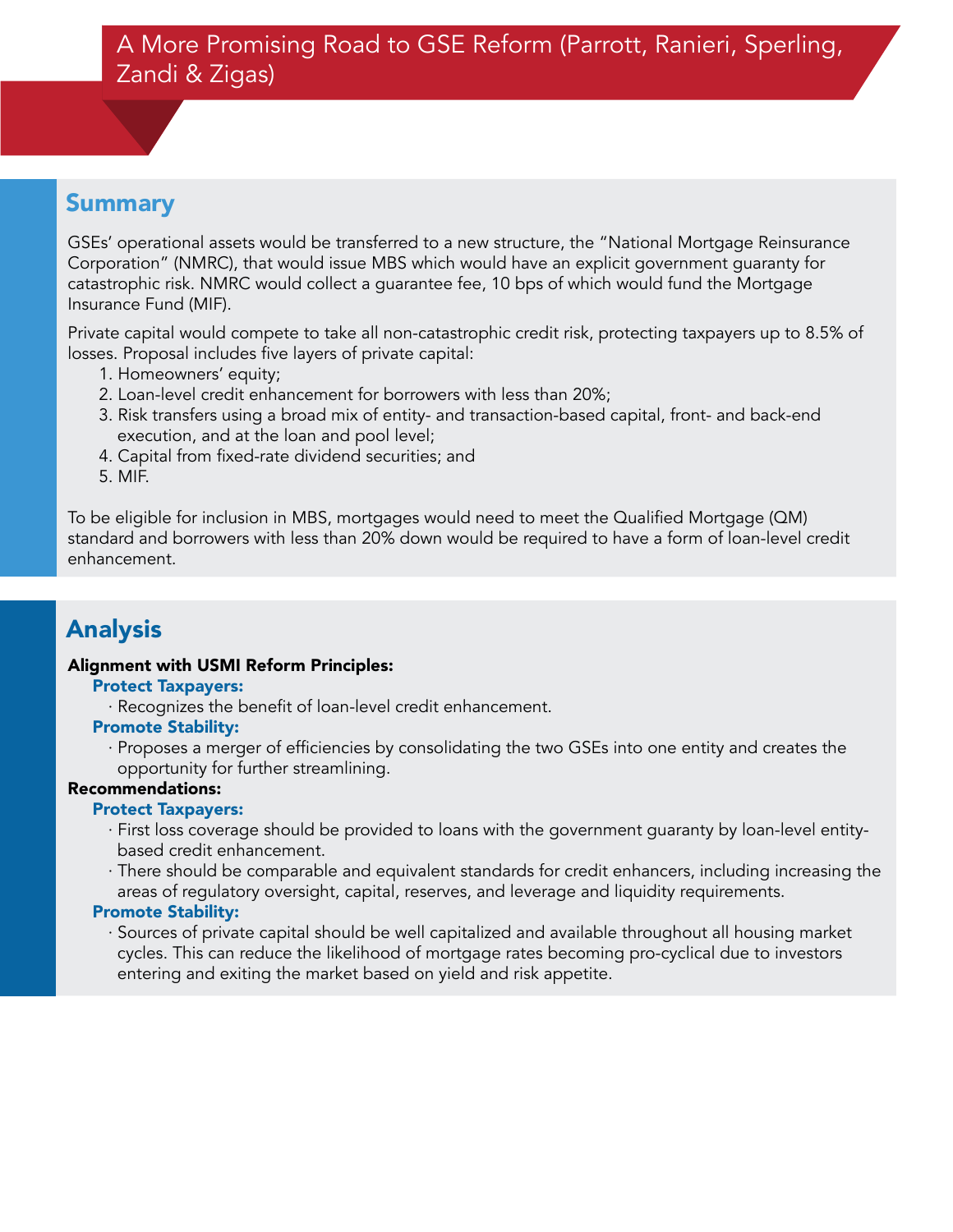# A More Promising Road to GSE Reform (Parrott, Ranieri, Sperling, Zandi & Zigas)

## Summary

GSEs' operational assets would be transferred to a new structure, the "National Mortgage Reinsurance Corporation" (NMRC), that would issue MBS which would have an explicit government guaranty for catastrophic risk. NMRC would collect a guarantee fee, 10 bps of which would fund the Mortgage Insurance Fund (MIF).

Private capital would compete to take all non-catastrophic credit risk, protecting taxpayers up to 8.5% of losses. Proposal includes five layers of private capital:

1. Homeowners' equity;
2. Loan-level credit enhancement for borrowers with less than 20%;
3. Risk transfers using a broad mix of entity- and transaction-based capital, front- and back-end execution, and at the loan and pool level;
4. Capital from fixed-rate dividend securities; and
5. MIF.

To be eligible for inclusion in MBS, mortgages would need to meet the Qualified Mortgage (QM) standard and borrowers with less than 20% down would be required to have a form of loan-level credit enhancement.

## Analysis

**Alignment with USMI Reform Principles:**

**Protect Taxpayers:**

- Recognizes the benefit of loan-level credit enhancement.

**Promote Stability:**

- Proposes a merger of efficiencies by consolidating the two GSEs into one entity and creates the opportunity for further streamlining.

**Recommendations:**

**Protect Taxpayers:**

- First loss coverage should be provided to loans with the government guaranty by loan-level entity-based credit enhancement.
- There should be comparable and equivalent standards for credit enhancers, including increasing the areas of regulatory oversight, capital, reserves, and leverage and liquidity requirements.

**Promote Stability:**

- Sources of private capital should be well capitalized and available throughout all housing market cycles. This can reduce the likelihood of mortgage rates becoming pro-cyclical due to investors entering and exiting the market based on yield and risk appetite.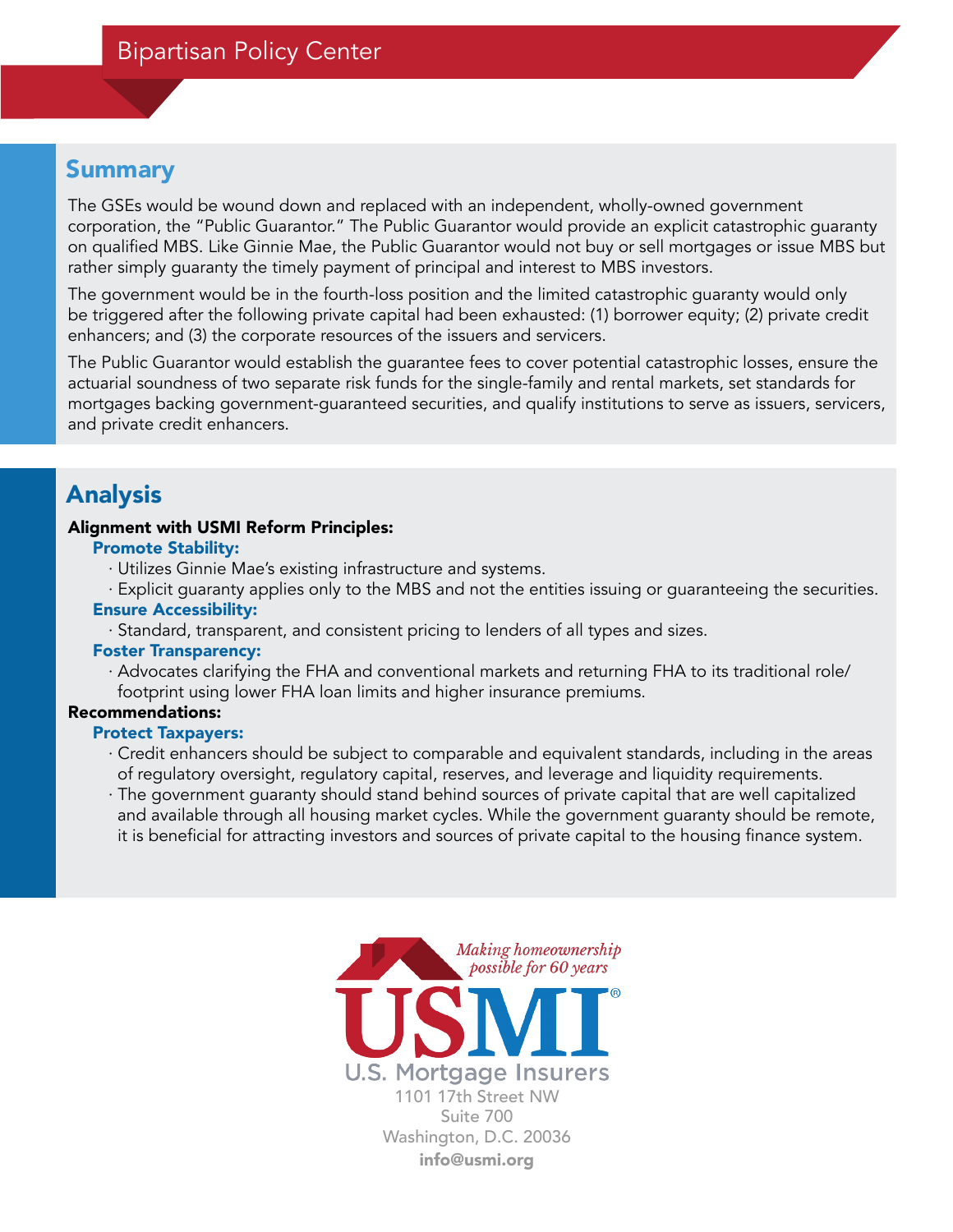# Bipartisan Policy Center

## Summary

The GSEs would be wound down and replaced with an independent, wholly-owned government corporation, the "Public Guarantor." The Public Guarantor would provide an explicit catastrophic guaranty on qualified MBS. Like Ginnie Mae, the Public Guarantor would not buy or sell mortgages or issue MBS but rather simply guaranty the timely payment of principal and interest to MBS investors.

The government would be in the fourth-loss position and the limited catastrophic guaranty would only be triggered after the following private capital had been exhausted: (1) borrower equity; (2) private credit enhancers; and (3) the corporate resources of the issuers and servicers.

The Public Guarantor would establish the guarantee fees to cover potential catastrophic losses, ensure the actuarial soundness of two separate risk funds for the single-family and rental markets, set standards for mortgages backing government-guaranteed securities, and qualify institutions to serve as issuers, servicers, and private credit enhancers.

## Analysis

**Alignment with USMI Reform Principles:**

**Promote Stability:**

- Utilizes Ginnie Mae's existing infrastructure and systems.
- Explicit guaranty applies only to the MBS and not the entities issuing or guaranteeing the securities.

**Ensure Accessibility:**

- Standard, transparent, and consistent pricing to lenders of all types and sizes.

**Foster Transparency:**

- Advocates clarifying the FHA and conventional markets and returning FHA to its traditional role/footprint using lower FHA loan limits and higher insurance premiums.

**Recommendations:**

**Protect Taxpayers:**

- Credit enhancers should be subject to comparable and equivalent standards, including in the areas of regulatory oversight, regulatory capital, reserves, and leverage and liquidity requirements.
- The government guaranty should stand behind sources of private capital that are well capitalized and available through all housing market cycles. While the government guaranty should be remote, it is beneficial for attracting investors and sources of private capital to the housing finance system.

*Making homeownership possible for 60 years*

USMI®
U.S. Mortgage Insurers
1101 17th Street NW
Suite 700
Washington, D.C. 20036
**info@usmi.org**